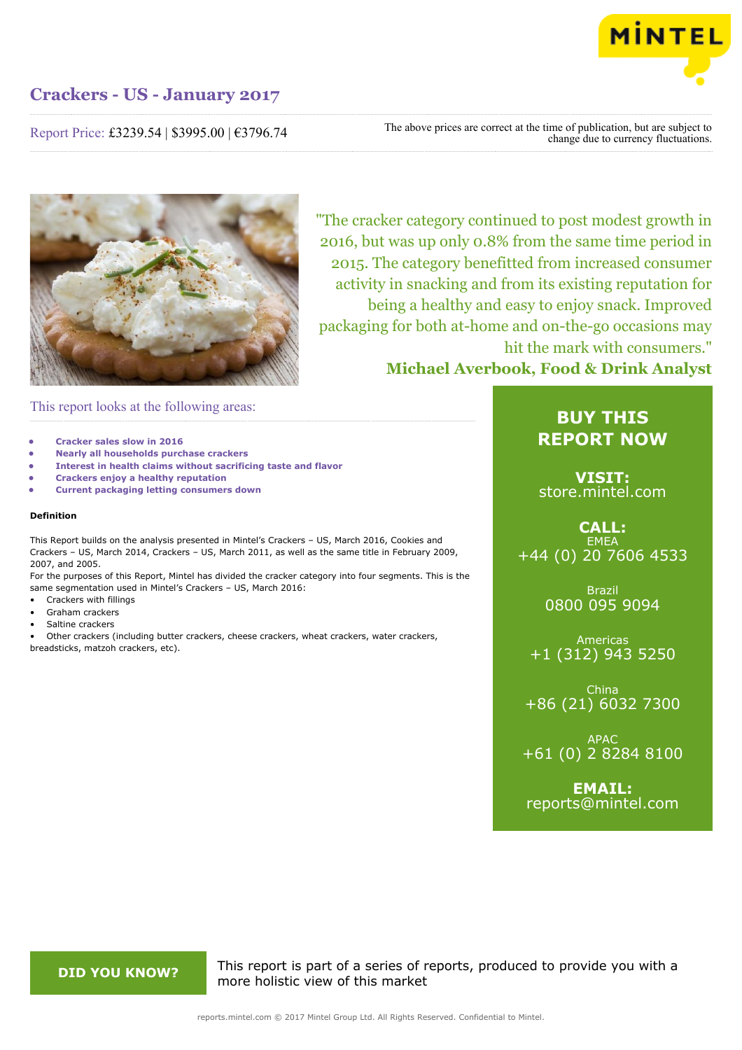# Crackers - US - January 2017

Report Price: £3239.54 | $3995.00 | €3796.74

The above prices are correct at the time of publication, but are subject to change due to currency fluctuations.

"The cracker category continued to post modest growth in 2016, but was up only 0.8% from the same time period in 2015. The category benefitted from increased consumer activity in snacking and from its existing reputation for being a healthy and easy to enjoy snack. Improved packaging for both at-home and on-the-go occasions may hit the mark with consumers."

**Michael Averbook, Food & Drink Analyst**

## This report looks at the following areas:

- **Cracker sales slow in 2016**
- **Nearly all households purchase crackers**
- **Interest in health claims without sacrificing taste and flavor**
- **Crackers enjoy a healthy reputation**
- **Current packaging letting consumers down**

### Definition

This Report builds on the analysis presented in Mintel's Crackers – US, March 2016, Cookies and Crackers – US, March 2014, Crackers – US, March 2011, as well as the same title in February 2009, 2007, and 2005.

For the purposes of this Report, Mintel has divided the cracker category into four segments. This is the same segmentation used in Mintel's Crackers – US, March 2016:

- Crackers with fillings
- Graham crackers
- Saltine crackers
- Other crackers (including butter crackers, cheese crackers, wheat crackers, water crackers, breadsticks, matzoh crackers, etc).

## BUY THIS REPORT NOW

**VISIT:**
store.mintel.com

**CALL:**
EMEA
+44 (0) 20 7606 4533

Brazil
0800 095 9094

Americas
+1 (312) 943 5250

China
+86 (21) 6032 7300

APAC
+61 (0) 2 8284 8100

**EMAIL:**
reports@mintel.com

**DID YOU KNOW?**

This report is part of a series of reports, produced to provide you with a more holistic view of this market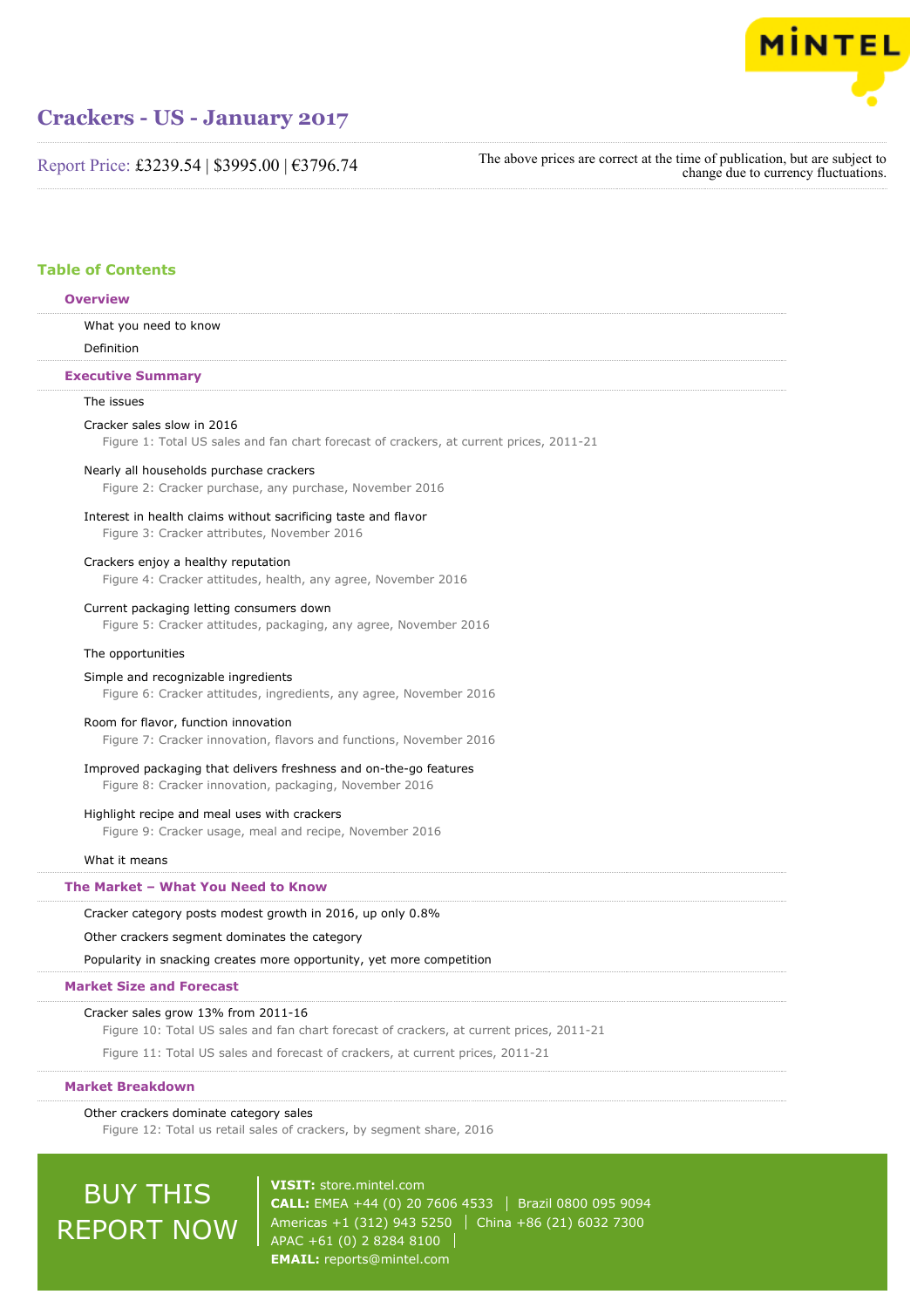# Crackers - US - January 2017

Report Price: £3239.54 | $3995.00 | €3796.74

The above prices are correct at the time of publication, but are subject to change due to currency fluctuations.

## Table of Contents

### Overview

What you need to know

Definition

### Executive Summary

The issues

Cracker sales slow in 2016

Figure 1: Total US sales and fan chart forecast of crackers, at current prices, 2011-21

Nearly all households purchase crackers

Figure 2: Cracker purchase, any purchase, November 2016

Interest in health claims without sacrificing taste and flavor

Figure 3: Cracker attributes, November 2016

Crackers enjoy a healthy reputation

Figure 4: Cracker attitudes, health, any agree, November 2016

Current packaging letting consumers down

Figure 5: Cracker attitudes, packaging, any agree, November 2016

The opportunities

Simple and recognizable ingredients

Figure 6: Cracker attitudes, ingredients, any agree, November 2016

Room for flavor, function innovation

Figure 7: Cracker innovation, flavors and functions, November 2016

Improved packaging that delivers freshness and on-the-go features

Figure 8: Cracker innovation, packaging, November 2016

Highlight recipe and meal uses with crackers

Figure 9: Cracker usage, meal and recipe, November 2016

What it means

### The Market – What You Need to Know

Cracker category posts modest growth in 2016, up only 0.8%

Other crackers segment dominates the category

Popularity in snacking creates more opportunity, yet more competition

### Market Size and Forecast

Cracker sales grow 13% from 2011-16

Figure 10: Total US sales and fan chart forecast of crackers, at current prices, 2011-21

Figure 11: Total US sales and forecast of crackers, at current prices, 2011-21

### Market Breakdown

Other crackers dominate category sales

Figure 12: Total us retail sales of crackers, by segment share, 2016

BUY THIS REPORT NOW

**VISIT:** store.mintel.com
**CALL:** EMEA +44 (0) 20 7606 4533 | Brazil 0800 095 9094
Americas +1 (312) 943 5250 | China +86 (21) 6032 7300
APAC +61 (0) 2 8284 8100 |
**EMAIL:** reports@mintel.com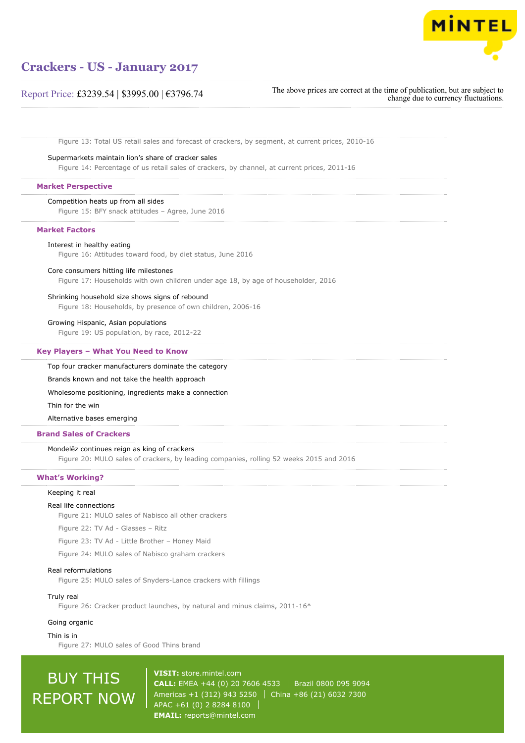Figure 13: Total US retail sales and forecast of crackers, by segment, at current prices, 2010-16

Supermarkets maintain lion's share of cracker sales

Figure 14: Percentage of us retail sales of crackers, by channel, at current prices, 2011-16

## Market Perspective

Competition heats up from all sides

Figure 15: BFY snack attitudes – Agree, June 2016

## Market Factors

Interest in healthy eating

Figure 16: Attitudes toward food, by diet status, June 2016

Core consumers hitting life milestones

Figure 17: Households with own children under age 18, by age of householder, 2016

Shrinking household size shows signs of rebound

Figure 18: Households, by presence of own children, 2006-16

Growing Hispanic, Asian populations

Figure 19: US population, by race, 2012-22

## Key Players – What You Need to Know

Top four cracker manufacturers dominate the category

Brands known and not take the health approach

Wholesome positioning, ingredients make a connection

Thin for the win

Alternative bases emerging

## Brand Sales of Crackers

Mondelēz continues reign as king of crackers

Figure 20: MULO sales of crackers, by leading companies, rolling 52 weeks 2015 and 2016

## What's Working?

Keeping it real

Real life connections

Figure 21: MULO sales of Nabisco all other crackers

Figure 22: TV Ad - Glasses – Ritz

Figure 23: TV Ad - Little Brother – Honey Maid

Figure 24: MULO sales of Nabisco graham crackers

Real reformulations

Figure 25: MULO sales of Snyders-Lance crackers with fillings

Truly real

Figure 26: Cracker product launches, by natural and minus claims, 2011-16*

Going organic

Thin is in

Figure 27: MULO sales of Good Thins brand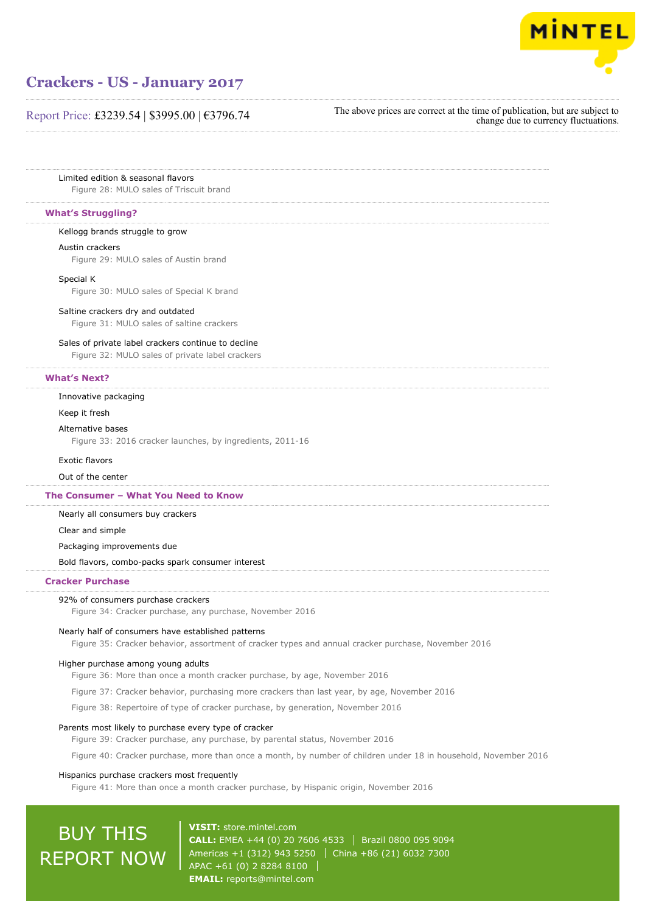Limited edition & seasonal flavors

Figure 28: MULO sales of Triscuit brand

## What's Struggling?

Kellogg brands struggle to grow

Austin crackers

Figure 29: MULO sales of Austin brand

Special K

Figure 30: MULO sales of Special K brand

Saltine crackers dry and outdated

Figure 31: MULO sales of saltine crackers

Sales of private label crackers continue to decline

Figure 32: MULO sales of private label crackers

## What's Next?

Innovative packaging

Keep it fresh

Alternative bases

Figure 33: 2016 cracker launches, by ingredients, 2011-16

Exotic flavors

Out of the center

## The Consumer – What You Need to Know

Nearly all consumers buy crackers

Clear and simple

Packaging improvements due

Bold flavors, combo-packs spark consumer interest

## Cracker Purchase

92% of consumers purchase crackers

Figure 34: Cracker purchase, any purchase, November 2016

Nearly half of consumers have established patterns

Figure 35: Cracker behavior, assortment of cracker types and annual cracker purchase, November 2016

Higher purchase among young adults

Figure 36: More than once a month cracker purchase, by age, November 2016

Figure 37: Cracker behavior, purchasing more crackers than last year, by age, November 2016

Figure 38: Repertoire of type of cracker purchase, by generation, November 2016

Parents most likely to purchase every type of cracker

Figure 39: Cracker purchase, any purchase, by parental status, November 2016

Figure 40: Cracker purchase, more than once a month, by number of children under 18 in household, November 2016

Hispanics purchase crackers most frequently

Figure 41: More than once a month cracker purchase, by Hispanic origin, November 2016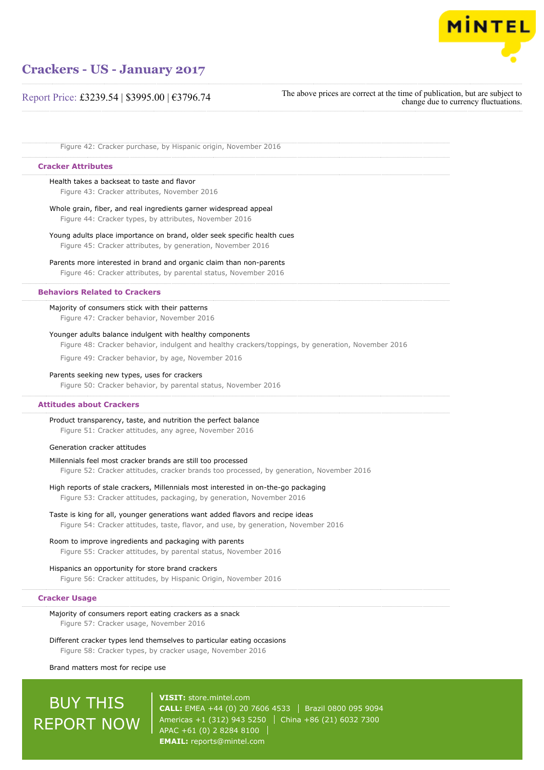Figure 42: Cracker purchase, by Hispanic origin, November 2016

### Cracker Attributes

Health takes a backseat to taste and flavor

Figure 43: Cracker attributes, November 2016

Whole grain, fiber, and real ingredients garner widespread appeal

Figure 44: Cracker types, by attributes, November 2016

Young adults place importance on brand, older seek specific health cues

Figure 45: Cracker attributes, by generation, November 2016

Parents more interested in brand and organic claim than non-parents

Figure 46: Cracker attributes, by parental status, November 2016

### Behaviors Related to Crackers

Majority of consumers stick with their patterns

Figure 47: Cracker behavior, November 2016

Younger adults balance indulgent with healthy components

Figure 48: Cracker behavior, indulgent and healthy crackers/toppings, by generation, November 2016

Figure 49: Cracker behavior, by age, November 2016

Parents seeking new types, uses for crackers

Figure 50: Cracker behavior, by parental status, November 2016

### Attitudes about Crackers

Product transparency, taste, and nutrition the perfect balance

Figure 51: Cracker attitudes, any agree, November 2016

Generation cracker attitudes

Millennials feel most cracker brands are still too processed

Figure 52: Cracker attitudes, cracker brands too processed, by generation, November 2016

High reports of stale crackers, Millennials most interested in on-the-go packaging

Figure 53: Cracker attitudes, packaging, by generation, November 2016

Taste is king for all, younger generations want added flavors and recipe ideas

Figure 54: Cracker attitudes, taste, flavor, and use, by generation, November 2016

Room to improve ingredients and packaging with parents

Figure 55: Cracker attitudes, by parental status, November 2016

Hispanics an opportunity for store brand crackers

Figure 56: Cracker attitudes, by Hispanic Origin, November 2016

### Cracker Usage

Majority of consumers report eating crackers as a snack

Figure 57: Cracker usage, November 2016

Different cracker types lend themselves to particular eating occasions

Figure 58: Cracker types, by cracker usage, November 2016

Brand matters most for recipe use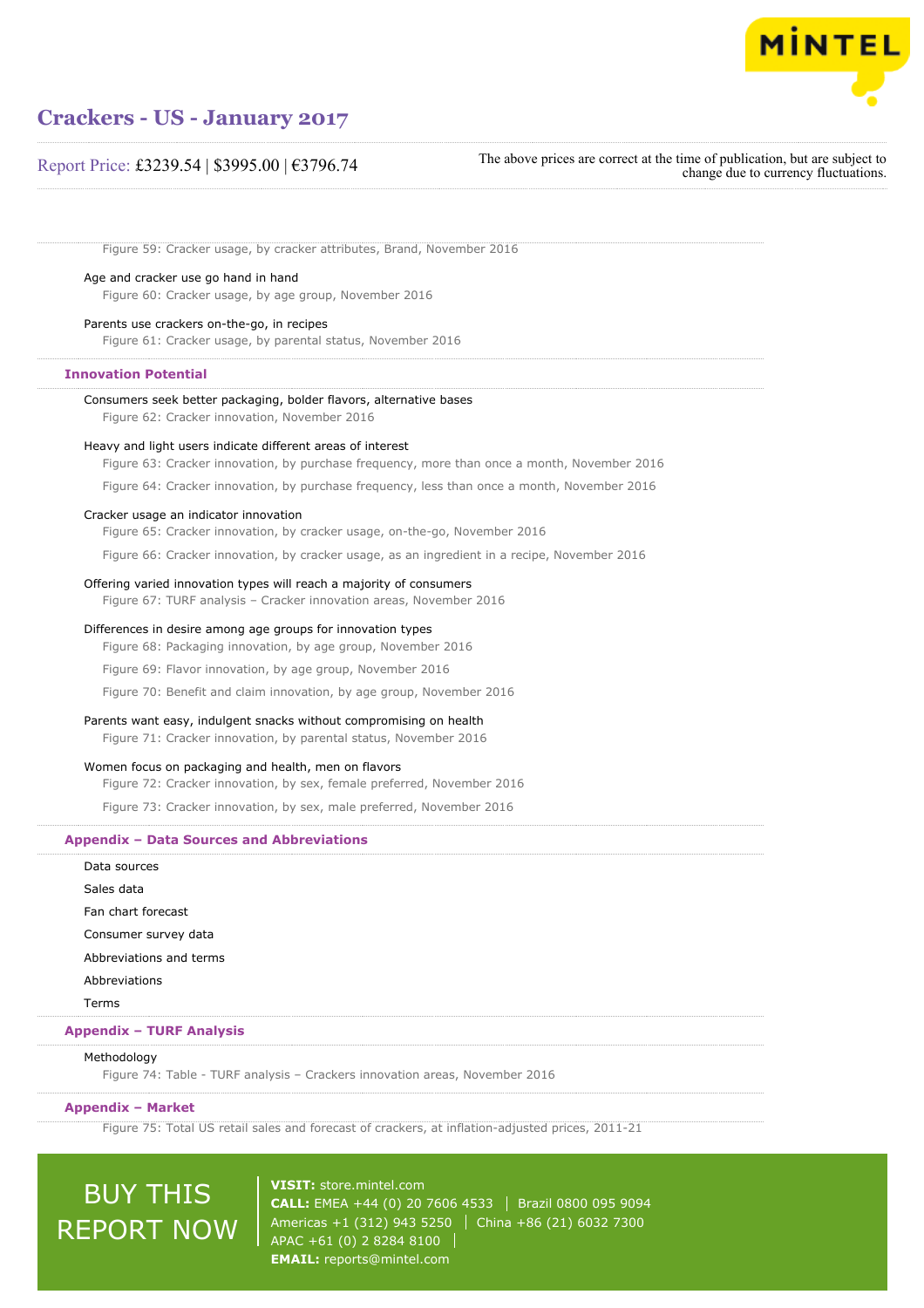Figure 59: Cracker usage, by cracker attributes, Brand, November 2016

Age and cracker use go hand in hand

Figure 60: Cracker usage, by age group, November 2016

Parents use crackers on-the-go, in recipes

Figure 61: Cracker usage, by parental status, November 2016

## Innovation Potential

Consumers seek better packaging, bolder flavors, alternative bases

Figure 62: Cracker innovation, November 2016

Heavy and light users indicate different areas of interest

Figure 63: Cracker innovation, by purchase frequency, more than once a month, November 2016

Figure 64: Cracker innovation, by purchase frequency, less than once a month, November 2016

Cracker usage an indicator innovation

Figure 65: Cracker innovation, by cracker usage, on-the-go, November 2016

Figure 66: Cracker innovation, by cracker usage, as an ingredient in a recipe, November 2016

Offering varied innovation types will reach a majority of consumers

Figure 67: TURF analysis – Cracker innovation areas, November 2016

Differences in desire among age groups for innovation types

Figure 68: Packaging innovation, by age group, November 2016

Figure 69: Flavor innovation, by age group, November 2016

Figure 70: Benefit and claim innovation, by age group, November 2016

Parents want easy, indulgent snacks without compromising on health

Figure 71: Cracker innovation, by parental status, November 2016

Women focus on packaging and health, men on flavors

Figure 72: Cracker innovation, by sex, female preferred, November 2016

Figure 73: Cracker innovation, by sex, male preferred, November 2016

## Appendix – Data Sources and Abbreviations

Data sources

Sales data

Fan chart forecast

Consumer survey data

Abbreviations and terms

Abbreviations

Terms

## Appendix – TURF Analysis

Methodology

Figure 74: Table - TURF analysis – Crackers innovation areas, November 2016

## Appendix – Market

Figure 75: Total US retail sales and forecast of crackers, at inflation-adjusted prices, 2011-21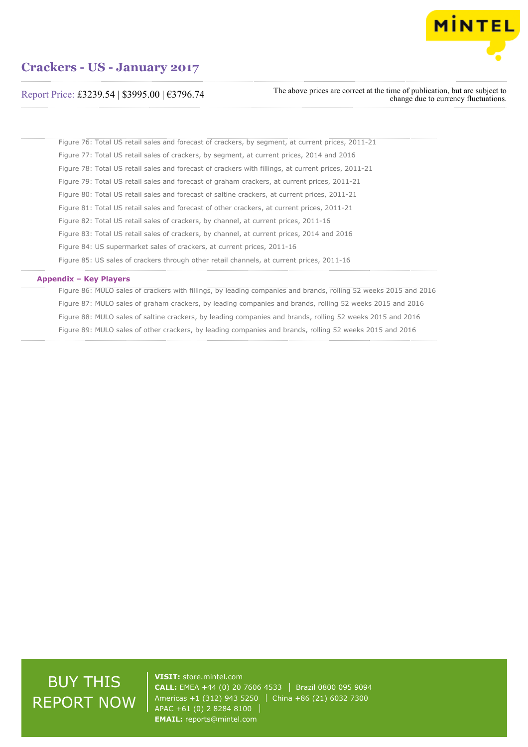Figure 76: Total US retail sales and forecast of crackers, by segment, at current prices, 2011-21

Figure 77: Total US retail sales of crackers, by segment, at current prices, 2014 and 2016

Figure 78: Total US retail sales and forecast of crackers with fillings, at current prices, 2011-21

Figure 79: Total US retail sales and forecast of graham crackers, at current prices, 2011-21

Figure 80: Total US retail sales and forecast of saltine crackers, at current prices, 2011-21

Figure 81: Total US retail sales and forecast of other crackers, at current prices, 2011-21

Figure 82: Total US retail sales of crackers, by channel, at current prices, 2011-16

Figure 83: Total US retail sales of crackers, by channel, at current prices, 2014 and 2016

Figure 84: US supermarket sales of crackers, at current prices, 2011-16

Figure 85: US sales of crackers through other retail channels, at current prices, 2011-16

### Appendix – Key Players

Figure 86: MULO sales of crackers with fillings, by leading companies and brands, rolling 52 weeks 2015 and 2016

Figure 87: MULO sales of graham crackers, by leading companies and brands, rolling 52 weeks 2015 and 2016

Figure 88: MULO sales of saltine crackers, by leading companies and brands, rolling 52 weeks 2015 and 2016

Figure 89: MULO sales of other crackers, by leading companies and brands, rolling 52 weeks 2015 and 2016

BUY THIS REPORT NOW

**VISIT:** store.mintel.com
**CALL:** EMEA +44 (0) 20 7606 4533 | Brazil 0800 095 9094
Americas +1 (312) 943 5250 | China +86 (21) 6032 7300
APAC +61 (0) 2 8284 8100 |
**EMAIL:** reports@mintel.com